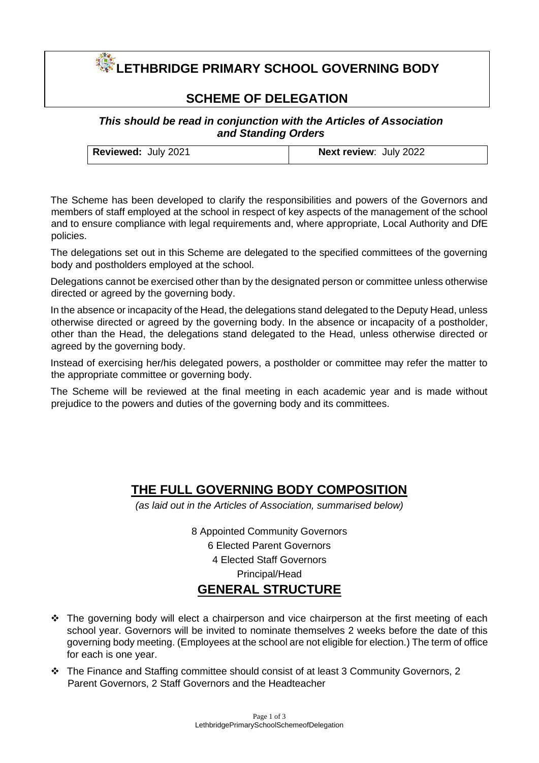# LETHBRIDGE PRIMARY SCHOOL GOVERNING BODY

## SCHEME OF DELEGATION

***This should be read in conjunction with the Articles of Association and Standing Orders***

| **Reviewed:** July 2021 | **Next review**: July 2022 |
|---|---|

The Scheme has been developed to clarify the responsibilities and powers of the Governors and members of staff employed at the school in respect of key aspects of the management of the school and to ensure compliance with legal requirements and, where appropriate, Local Authority and DfE policies.

The delegations set out in this Scheme are delegated to the specified committees of the governing body and postholders employed at the school.

Delegations cannot be exercised other than by the designated person or committee unless otherwise directed or agreed by the governing body.

In the absence or incapacity of the Head, the delegations stand delegated to the Deputy Head, unless otherwise directed or agreed by the governing body. In the absence or incapacity of a postholder, other than the Head, the delegations stand delegated to the Head, unless otherwise directed or agreed by the governing body.

Instead of exercising her/his delegated powers, a postholder or committee may refer the matter to the appropriate committee or governing body.

The Scheme will be reviewed at the final meeting in each academic year and is made without prejudice to the powers and duties of the governing body and its committees.

## THE FULL GOVERNING BODY COMPOSITION

*(as laid out in the Articles of Association, summarised below)*

8 Appointed Community Governors

6 Elected Parent Governors

4 Elected Staff Governors

Principal/Head

## GENERAL STRUCTURE

- The governing body will elect a chairperson and vice chairperson at the first meeting of each school year. Governors will be invited to nominate themselves 2 weeks before the date of this governing body meeting. (Employees at the school are not eligible for election.) The term of office for each is one year.
- The Finance and Staffing committee should consist of at least 3 Community Governors, 2 Parent Governors, 2 Staff Governors and the Headteacher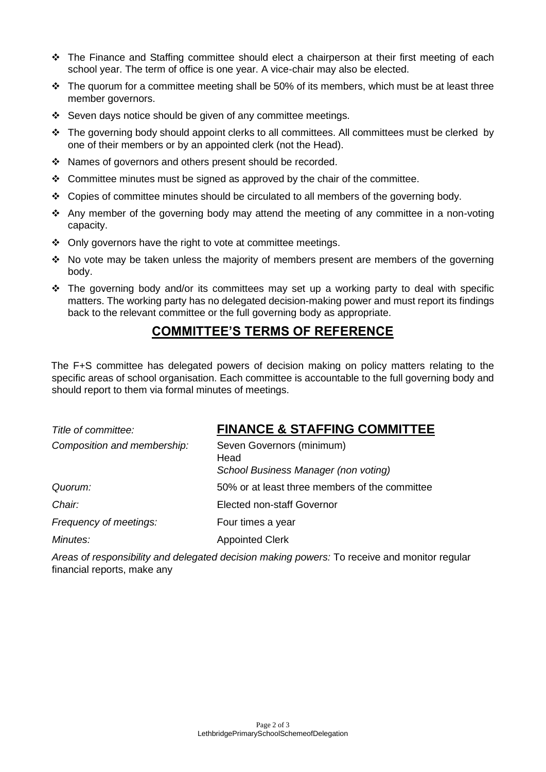- The Finance and Staffing committee should elect a chairperson at their first meeting of each school year. The term of office is one year. A vice-chair may also be elected.
- The quorum for a committee meeting shall be 50% of its members, which must be at least three member governors.
- Seven days notice should be given of any committee meetings.
- The governing body should appoint clerks to all committees. All committees must be clerked by one of their members or by an appointed clerk (not the Head).
- Names of governors and others present should be recorded.
- Committee minutes must be signed as approved by the chair of the committee.
- Copies of committee minutes should be circulated to all members of the governing body.
- Any member of the governing body may attend the meeting of any committee in a non-voting capacity.
- Only governors have the right to vote at committee meetings.
- No vote may be taken unless the majority of members present are members of the governing body.
- The governing body and/or its committees may set up a working party to deal with specific matters. The working party has no delegated decision-making power and must report its findings back to the relevant committee or the full governing body as appropriate.

## COMMITTEE'S TERMS OF REFERENCE

The F+S committee has delegated powers of decision making on policy matters relating to the specific areas of school organisation. Each committee is accountable to the full governing body and should report to them via formal minutes of meetings.

| | |
|---|---|
| *Title of committee:* | **FINANCE & STAFFING COMMITTEE** |
| *Composition and membership:* | Seven Governors (minimum)<br>Head<br>*School Business Manager (non voting)* |
| *Quorum:* | 50% or at least three members of the committee |
| *Chair:* | Elected non-staff Governor |
| *Frequency of meetings:* | Four times a year |
| *Minutes:* | Appointed Clerk |

*Areas of responsibility and delegated decision making powers:* To receive and monitor regular financial reports, make any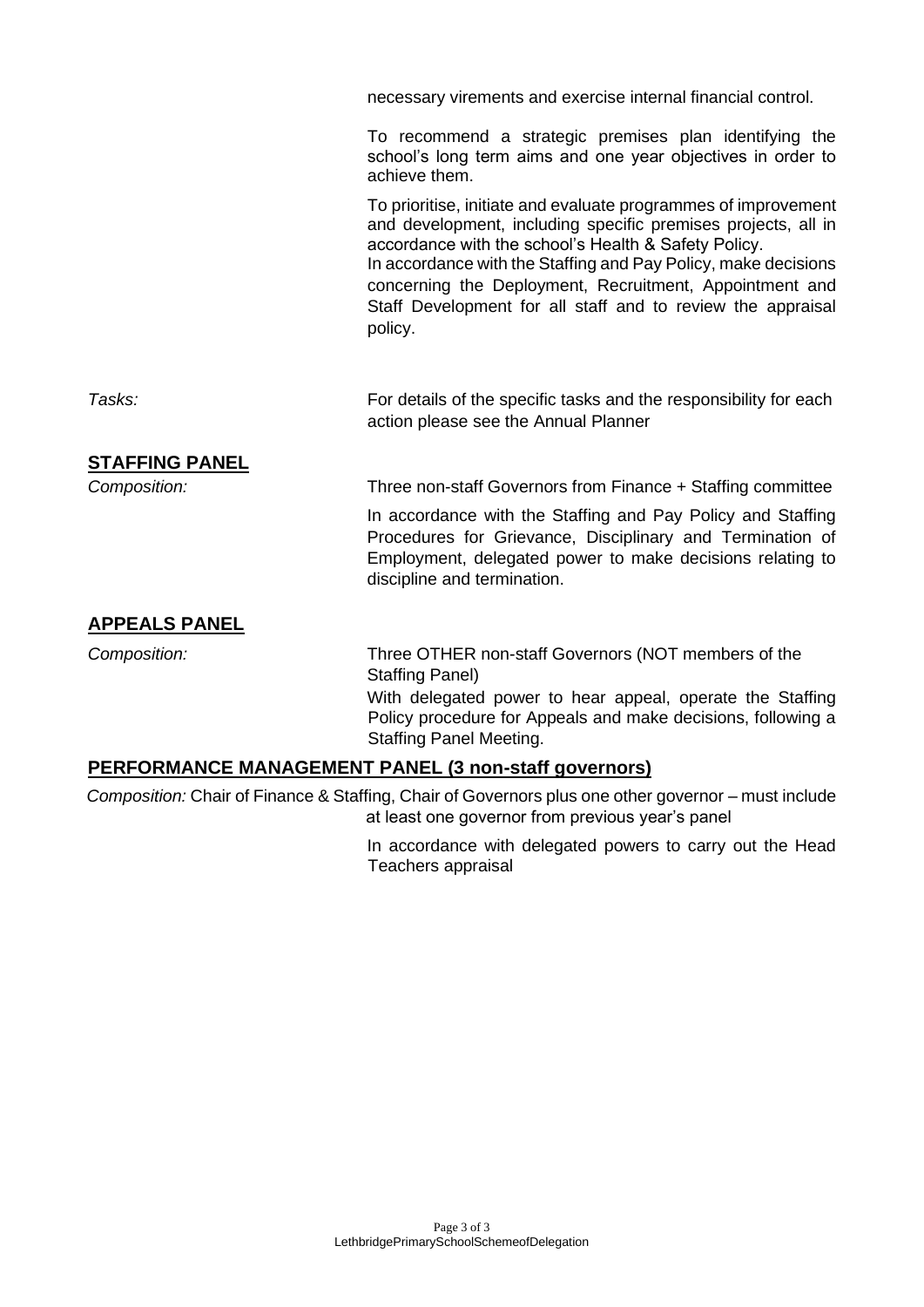necessary virements and exercise internal financial control.

To recommend a strategic premises plan identifying the school's long term aims and one year objectives in order to achieve them.

To prioritise, initiate and evaluate programmes of improvement and development, including specific premises projects, all in accordance with the school's Health & Safety Policy.
In accordance with the Staffing and Pay Policy, make decisions concerning the Deployment, Recruitment, Appointment and Staff Development for all staff and to review the appraisal policy.

*Tasks:* For details of the specific tasks and the responsibility for each action please see the Annual Planner

## STAFFING PANEL

*Composition:* Three non-staff Governors from Finance + Staffing committee

In accordance with the Staffing and Pay Policy and Staffing Procedures for Grievance, Disciplinary and Termination of Employment, delegated power to make decisions relating to discipline and termination.

## APPEALS PANEL

*Composition:* Three OTHER non-staff Governors (NOT members of the Staffing Panel)

With delegated power to hear appeal, operate the Staffing Policy procedure for Appeals and make decisions, following a Staffing Panel Meeting.

## PERFORMANCE MANAGEMENT PANEL (3 non-staff governors)

*Composition:* Chair of Finance & Staffing, Chair of Governors plus one other governor – must include at least one governor from previous year's panel

In accordance with delegated powers to carry out the Head Teachers appraisal